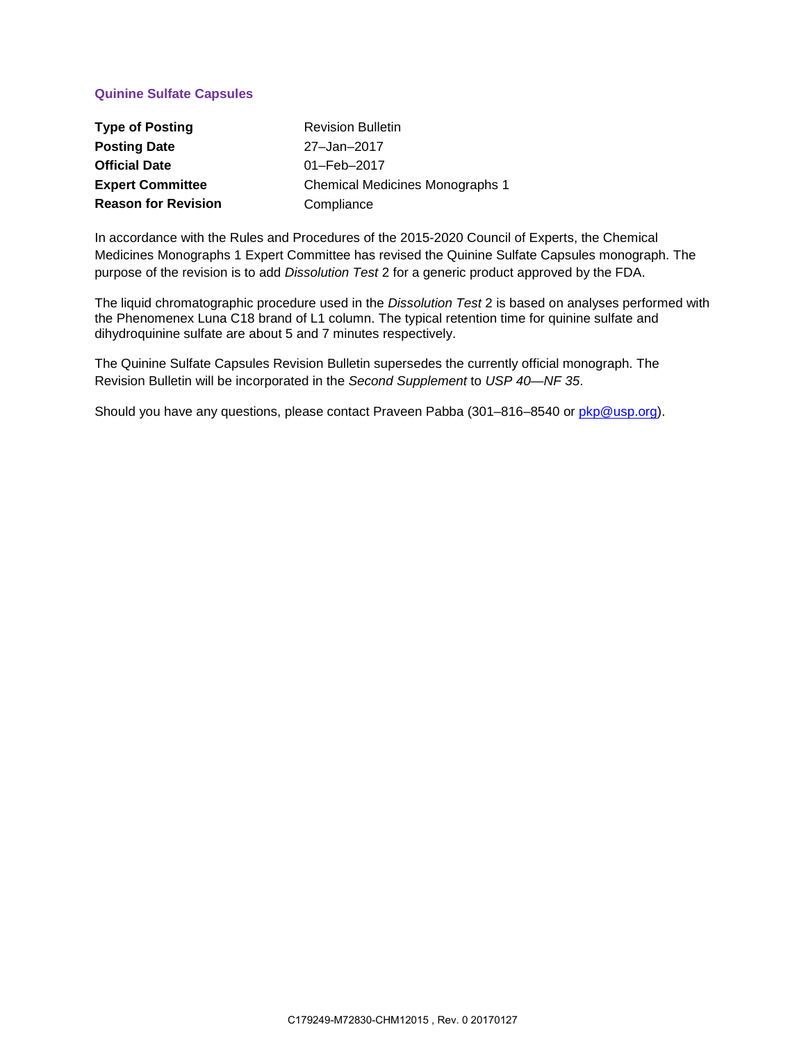## Quinine Sulfate Capsules

| | |
|---|---|
| **Type of Posting** | Revision Bulletin |
| **Posting Date** | 27–Jan–2017 |
| **Official Date** | 01–Feb–2017 |
| **Expert Committee** | Chemical Medicines Monographs 1 |
| **Reason for Revision** | Compliance |

In accordance with the Rules and Procedures of the 2015-2020 Council of Experts, the Chemical Medicines Monographs 1 Expert Committee has revised the Quinine Sulfate Capsules monograph. The purpose of the revision is to add *Dissolution Test* 2 for a generic product approved by the FDA.

The liquid chromatographic procedure used in the *Dissolution Test* 2 is based on analyses performed with the Phenomenex Luna C18 brand of L1 column. The typical retention time for quinine sulfate and dihydroquinine sulfate are about 5 and 7 minutes respectively.

The Quinine Sulfate Capsules Revision Bulletin supersedes the currently official monograph. The Revision Bulletin will be incorporated in the *Second Supplement* to *USP 40—NF 35*.

Should you have any questions, please contact Praveen Pabba (301–816–8540 or pkp@usp.org).

C179249-M72830-CHM12015 , Rev. 0 20170127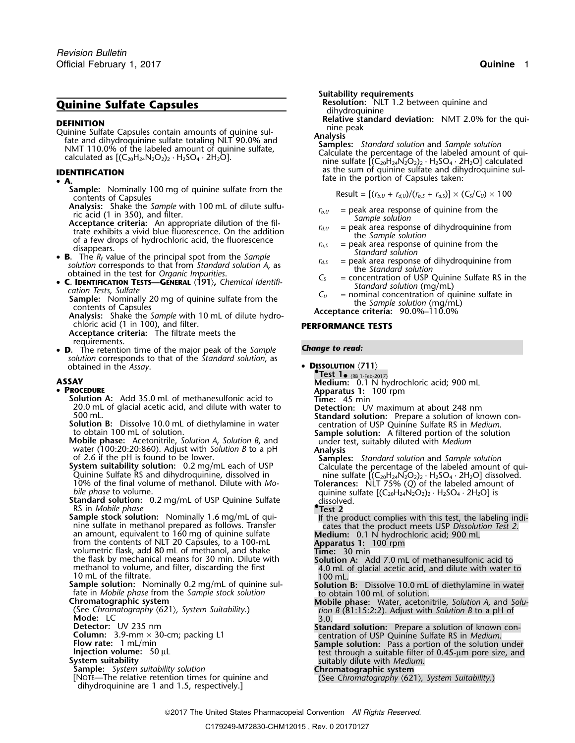# Quinine Sulfate Capsules

## DEFINITION

Quinine Sulfate Capsules contain amounts of quinine sulfate and dihydroquinine sulfate totaling NLT 90.0% and NMT 110.0% of the labeled amount of quinine sulfate, calculated as $[(C_{20}H_{24}N_2O_2)_2 \cdot H_2SO_4 \cdot 2H_2O]$.

## IDENTIFICATION

- **A.**
  - **Sample:** Nominally 100 mg of quinine sulfate from the contents of Capsules
  - **Analysis:** Shake the *Sample* with 100 mL of dilute sulfuric acid (1 in 350), and filter.
  - **Acceptance criteria:** An appropriate dilution of the filtrate exhibits a vivid blue fluorescence. On the addition of a few drops of hydrochloric acid, the fluorescence disappears.
- **B.** The $R_F$ value of the principal spot from the *Sample solution* corresponds to that from *Standard solution A*, as obtained in the test for *Organic Impurities*.
- **C. Identification Tests—General ⟨191⟩,** *Chemical Identification Tests, Sulfate*
  - **Sample:** Nominally 20 mg of quinine sulfate from the contents of Capsules
  - **Analysis:** Shake the *Sample* with 10 mL of dilute hydrochloric acid (1 in 100), and filter.
  - **Acceptance criteria:** The filtrate meets the requirements.
- **D.** The retention time of the major peak of the *Sample solution* corresponds to that of the *Standard solution*, as obtained in the *Assay*.

## ASSAY

- **Procedure**

**Solution A:** Add 35.0 mL of methanesulfonic acid to 20.0 mL of glacial acetic acid, and dilute with water to 500 mL.

**Solution B:** Dissolve 10.0 mL of diethylamine in water to obtain 100 mL of solution.

**Mobile phase:** Acetonitrile, *Solution A*, *Solution B*, and water (100:20:20:860). Adjust with *Solution B* to a pH of 2.6 if the pH is found to be lower.

**System suitability solution:** 0.2 mg/mL each of USP Quinine Sulfate RS and dihydroquinine, dissolved in 10% of the final volume of methanol. Dilute with *Mobile phase* to volume.

**Standard solution:** 0.2 mg/mL of USP Quinine Sulfate RS in *Mobile phase*

**Sample stock solution:** Nominally 1.6 mg/mL of quinine sulfate in methanol prepared as follows. Transfer an amount, equivalent to 160 mg of quinine sulfate from the contents of NLT 20 Capsules, to a 100-mL volumetric flask, add 80 mL of methanol, and shake the flask by mechanical means for 30 min. Dilute with methanol to volume, and filter, discarding the first 10 mL of the filtrate.

**Sample solution:** Nominally 0.2 mg/mL of quinine sulfate in *Mobile phase* from the *Sample stock solution*

**Chromatographic system**

(See *Chromatography ⟨621⟩, System Suitability*.)

**Mode:** LC

**Detector:** UV 235 nm

**Column:** 3.9-mm × 30-cm; packing L1

**Flow rate:** 1 mL/min

**Injection volume:** 50 µL

**System suitability**

**Sample:** *System suitability solution*

[Note—The relative retention times for quinine and dihydroquinine are 1 and 1.5, respectively.]

**Suitability requirements**

**Resolution:** NLT 1.2 between quinine and dihydroquinine

**Relative standard deviation:** NMT 2.0% for the quinine peak

**Analysis**

**Samples:** *Standard solution* and *Sample solution*

Calculate the percentage of the labeled amount of quinine sulfate $[(C_{20}H_{24}N_2O_2)_2 \cdot H_2SO_4 \cdot 2H_2O]$ calculated as the sum of quinine sulfate and dihydroquinine sulfate in the portion of Capsules taken:

$$\text{Result} = [(r_{b,U} + r_{d,U})/(r_{b,S} + r_{d,S})] \times (C_S/C_U) \times 100$$

- $r_{b,U}$ = peak area response of quinine from the *Sample solution*
- $r_{d,U}$ = peak area response of dihydroquinine from the *Sample solution*
- $r_{b,S}$ = peak area response of quinine from the *Standard solution*
- $r_{d,S}$ = peak area response of dihydroquinine from the *Standard solution*
- $C_S$ = concentration of USP Quinine Sulfate RS in the *Standard solution* (mg/mL)
- $C_U$ = nominal concentration of quinine sulfate in the *Sample solution* (mg/mL)

**Acceptance criteria:** 90.0%–110.0%

## PERFORMANCE TESTS

*Change to read:*

- **Dissolution ⟨711⟩**

**•Test 1•** (RB 1-Feb-2017)

**Medium:** 0.1 N hydrochloric acid; 900 mL

**Apparatus 1:** 100 rpm

**Time:** 45 min

**Detection:** UV maximum at about 248 nm

**Standard solution:** Prepare a solution of known concentration of USP Quinine Sulfate RS in *Medium*.

**Sample solution:** A filtered portion of the solution under test, suitably diluted with *Medium*

**Analysis**

**Samples:** *Standard solution* and *Sample solution*

Calculate the percentage of the labeled amount of quinine sulfate $[(C_{20}H_{24}N_2O_2)_2 \cdot H_2SO_4 \cdot 2H_2O]$ dissolved.

**Tolerances:** NLT 75% (*Q*) of the labeled amount of quinine sulfate $[(C_{20}H_{24}N_2O_2)_2 \cdot H_2SO_4 \cdot 2H_2O]$ is dissolved.

**•Test 2**

If the product complies with this test, the labeling indicates that the product meets USP *Dissolution Test 2*.

**Medium:** 0.1 N hydrochloric acid; 900 mL

**Apparatus 1:** 100 rpm

**Time:** 30 min

**Solution A:** Add 7.0 mL of methanesulfonic acid to 4.0 mL of glacial acetic acid, and dilute with water to 100 mL.

**Solution B:** Dissolve 10.0 mL of diethylamine in water to obtain 100 mL of solution.

**Mobile phase:** Water, acetonitrile, *Solution A*, and *Solution B* (81:15:2:2). Adjust with *Solution B* to a pH of 3.0.

**Standard solution:** Prepare a solution of known concentration of USP Quinine Sulfate RS in *Medium*.

**Sample solution:** Pass a portion of the solution under test through a suitable filter of 0.45-µm pore size, and suitably dilute with *Medium*.

**Chromatographic system**

(See *Chromatography ⟨621⟩, System Suitability*.)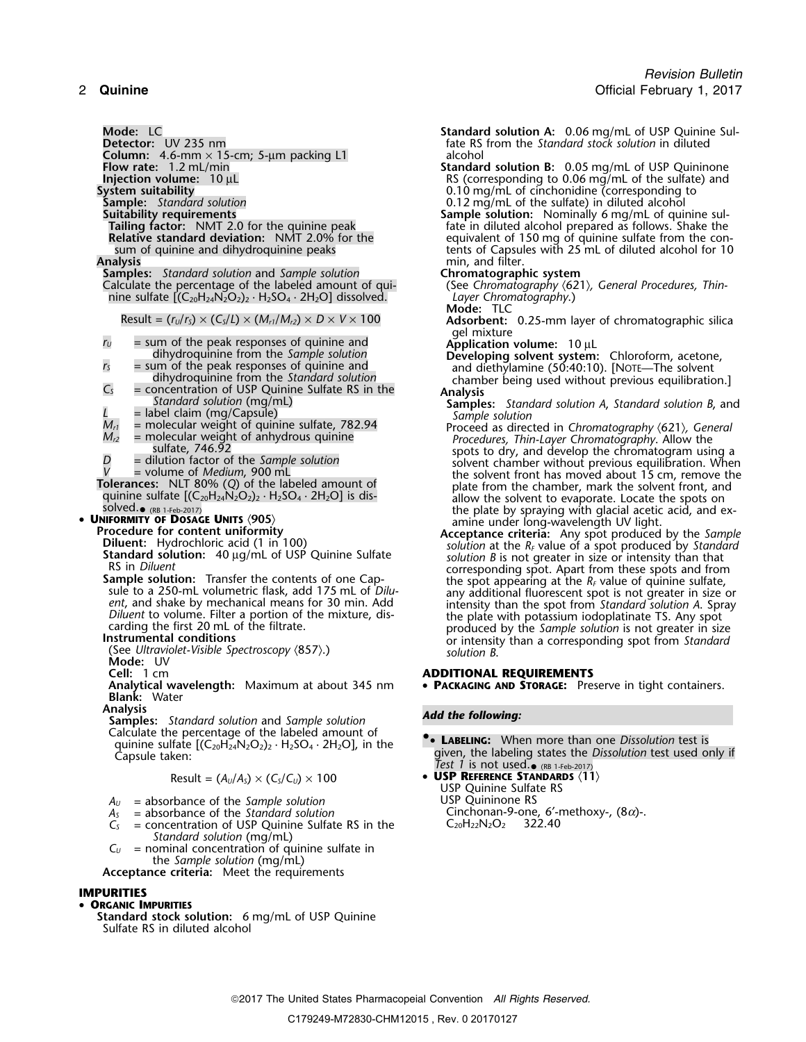**Mode:** LC
**Detector:** UV 235 nm
**Column:** 4.6-mm × 15-cm; 5-µm packing L1
**Flow rate:** 1.2 mL/min
**Injection volume:** 10 µL

**System suitability**

**Sample:** *Standard solution*

**Suitability requirements**

**Tailing factor:** NMT 2.0 for the quinine peak

**Relative standard deviation:** NMT 2.0% for the sum of quinine and dihydroquinine peaks

**Analysis**

**Samples:** *Standard solution* and *Sample solution*

Calculate the percentage of the labeled amount of quinine sulfate [$(C_{20}H_{24}N_2O_2)_2 \cdot H_2SO_4 \cdot 2H_2O$] dissolved.

$$\text{Result} = (r_U/r_S) \times (C_S/L) \times (M_{r1}/M_{r2}) \times D \times V \times 100$$

$r_U$ = sum of the peak responses of quinine and dihydroquinine from the *Sample solution*
$r_S$ = sum of the peak responses of quinine and dihydroquinine from the *Standard solution*
$C_S$ = concentration of USP Quinine Sulfate RS in the *Standard solution* (mg/mL)
$L$ = label claim (mg/Capsule)
$M_{r1}$ = molecular weight of quinine sulfate, 782.94
$M_{r2}$ = molecular weight of anhydrous quinine sulfate, 746.92
$D$ = dilution factor of the *Sample solution*
$V$ = volume of *Medium*, 900 mL

**Tolerances:** NLT 80% (*Q*) of the labeled amount of quinine sulfate [$(C_{20}H_{24}N_2O_2)_2 \cdot H_2SO_4 \cdot 2H_2O$] is dissolved.• (RB 1-Feb-2017)

- **UNIFORMITY OF DOSAGE UNITS** 〈905〉

**Procedure for content uniformity**

**Diluent:** Hydrochloric acid (1 in 100)

**Standard solution:** 40 µg/mL of USP Quinine Sulfate RS in *Diluent*

**Sample solution:** Transfer the contents of one Capsule to a 250-mL volumetric flask, add 175 mL of *Diluent*, and shake by mechanical means for 30 min. Add *Diluent* to volume. Filter a portion of the mixture, discarding the first 20 mL of the filtrate.

**Instrumental conditions**

(See *Ultraviolet-Visible Spectroscopy* 〈857〉.)

**Mode:** UV
**Cell:** 1 cm
**Analytical wavelength:** Maximum at about 345 nm
**Blank:** Water

**Analysis**

**Samples:** *Standard solution* and *Sample solution*

Calculate the percentage of the labeled amount of quinine sulfate [$(C_{20}H_{24}N_2O_2)_2 \cdot H_2SO_4 \cdot 2H_2O$], in the Capsule taken:

$$\text{Result} = (A_U/A_S) \times (C_S/C_U) \times 100$$

$A_U$ = absorbance of the *Sample solution*
$A_S$ = absorbance of the *Standard solution*
$C_S$ = concentration of USP Quinine Sulfate RS in the *Standard solution* (mg/mL)
$C_U$ = nominal concentration of quinine sulfate in the *Sample solution* (mg/mL)

**Acceptance criteria:** Meet the requirements

## IMPURITIES

- **ORGANIC IMPURITIES**

**Standard stock solution:** 6 mg/mL of USP Quinine Sulfate RS in diluted alcohol

**Standard solution A:** 0.06 mg/mL of USP Quinine Sulfate RS from the *Standard stock solution* in diluted alcohol

**Standard solution B:** 0.05 mg/mL of USP Quininone RS (corresponding to 0.06 mg/mL of the sulfate) and 0.10 mg/mL of cinchonidine (corresponding to 0.12 mg/mL of the sulfate) in diluted alcohol

**Sample solution:** Nominally 6 mg/mL of quinine sulfate in diluted alcohol prepared as follows. Shake the equivalent of 150 mg of quinine sulfate from the contents of Capsules with 25 mL of diluted alcohol for 10 min, and filter.

**Chromatographic system**

(See *Chromatography* 〈621〉*, General Procedures, Thin-Layer Chromatography*.)

**Mode:** TLC
**Adsorbent:** 0.25-mm layer of chromatographic silica gel mixture
**Application volume:** 10 µL
**Developing solvent system:** Chloroform, acetone, and diethylamine (50:40:10). [NOTE—The solvent chamber being used without previous equilibration.]

**Analysis**

**Samples:** *Standard solution A*, *Standard solution B*, and *Sample solution*

Proceed as directed in *Chromatography* 〈621〉*, General Procedures, Thin-Layer Chromatography*. Allow the spots to dry, and develop the chromatogram using a solvent chamber without previous equilibration. When the solvent front has moved about 15 cm, remove the plate from the chamber, mark the solvent front, and allow the solvent to evaporate. Locate the spots on the plate by spraying with glacial acetic acid, and examine under long-wavelength UV light.

**Acceptance criteria:** Any spot produced by the *Sample solution* at the $R_F$ value of a spot produced by *Standard solution B* is not greater in size or intensity than that corresponding spot. Apart from these spots and from the spot appearing at the $R_F$ value of quinine sulfate, any additional fluorescent spot is not greater in size or intensity than the spot from *Standard solution A*. Spray the plate with potassium iodoplatinate TS. Any spot produced by the *Sample solution* is not greater in size or intensity than a corresponding spot from *Standard solution B*.

## ADDITIONAL REQUIREMENTS

- **PACKAGING AND STORAGE:** Preserve in tight containers.

***Add the following:***

- **•LABELING:** When more than one *Dissolution* test is given, the labeling states the *Dissolution* test used only if *Test 1* is not used.• (RB 1-Feb-2017)
- **USP REFERENCE STANDARDS** 〈11〉

USP Quinine Sulfate RS
USP Quininone RS
Cinchonan-9-one, 6′-methoxy-, (8α)-.
$C_{20}H_{22}N_2O_2$ 322.40